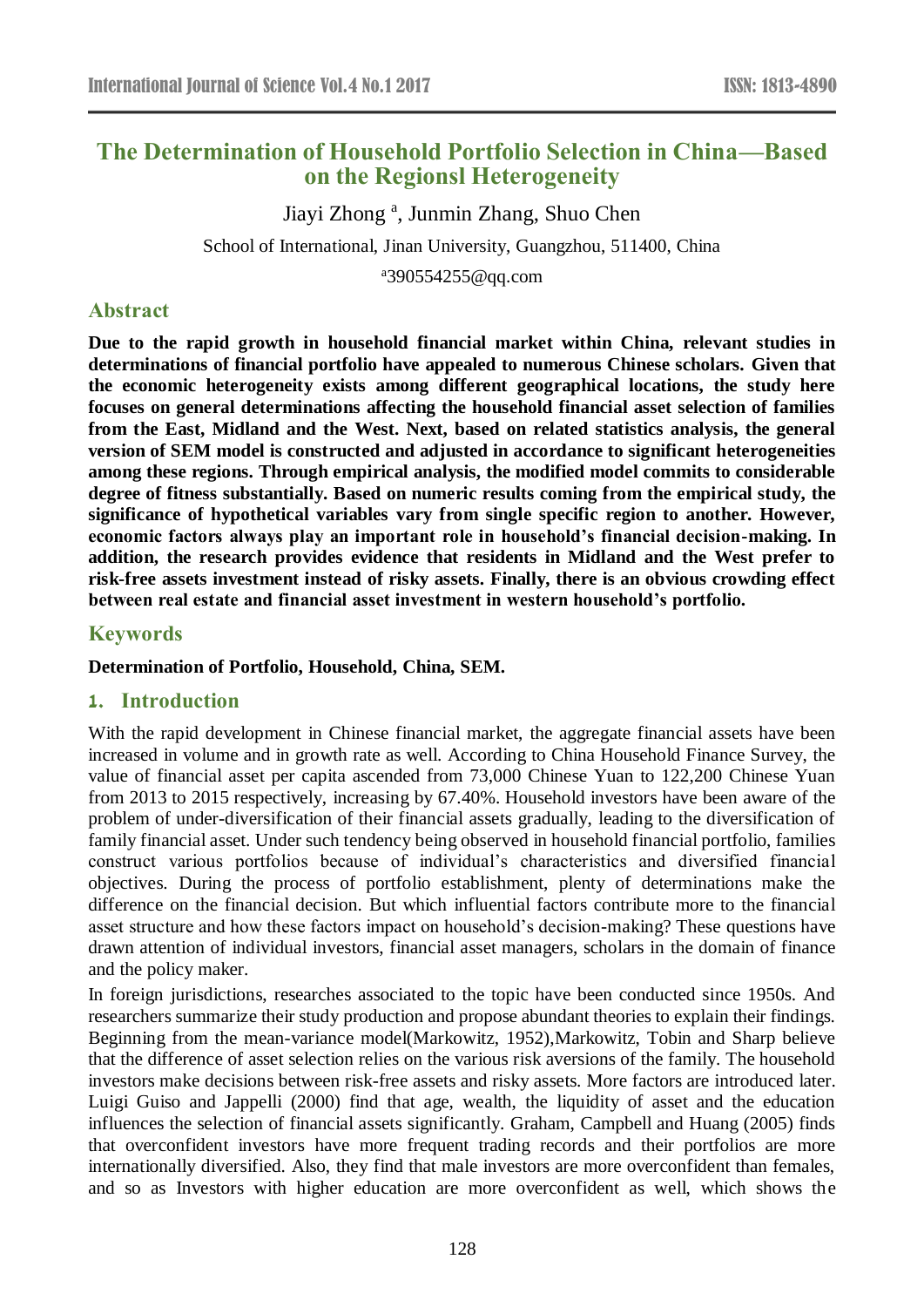# The Determination of Household Portfolio Selection in China—Based on the Regionsl Heterogeneity

Jiayi Zhong [a], Junmin Zhang, Shuo Chen

School of International, Jinan University, Guangzhou, 511400, China

[a]390554255@qq.com

## Abstract

**Due to the rapid growth in household financial market within China, relevant studies in determinations of financial portfolio have appealed to numerous Chinese scholars. Given that the economic heterogeneity exists among different geographical locations, the study here focuses on general determinations affecting the household financial asset selection of families from the East, Midland and the West. Next, based on related statistics analysis, the general version of SEM model is constructed and adjusted in accordance to significant heterogeneities among these regions. Through empirical analysis, the modified model commits to considerable degree of fitness substantially. Based on numeric results coming from the empirical study, the significance of hypothetical variables vary from single specific region to another. However, economic factors always play an important role in household's financial decision-making. In addition, the research provides evidence that residents in Midland and the West prefer to risk-free assets investment instead of risky assets. Finally, there is an obvious crowding effect between real estate and financial asset investment in western household's portfolio.**

## Keywords

**Determination of Portfolio, Household, China, SEM.**

## 1. Introduction

With the rapid development in Chinese financial market, the aggregate financial assets have been increased in volume and in growth rate as well. According to China Household Finance Survey, the value of financial asset per capita ascended from 73,000 Chinese Yuan to 122,200 Chinese Yuan from 2013 to 2015 respectively, increasing by 67.40%. Household investors have been aware of the problem of under-diversification of their financial assets gradually, leading to the diversification of family financial asset. Under such tendency being observed in household financial portfolio, families construct various portfolios because of individual's characteristics and diversified financial objectives. During the process of portfolio establishment, plenty of determinations make the difference on the financial decision. But which influential factors contribute more to the financial asset structure and how these factors impact on household's decision-making? These questions have drawn attention of individual investors, financial asset managers, scholars in the domain of finance and the policy maker.

In foreign jurisdictions, researches associated to the topic have been conducted since 1950s. And researchers summarize their study production and propose abundant theories to explain their findings. Beginning from the mean-variance model(Markowitz, 1952),Markowitz, Tobin and Sharp believe that the difference of asset selection relies on the various risk aversions of the family. The household investors make decisions between risk-free assets and risky assets. More factors are introduced later. Luigi Guiso and Jappelli (2000) find that age, wealth, the liquidity of asset and the education influences the selection of financial assets significantly. Graham, Campbell and Huang (2005) finds that overconfident investors have more frequent trading records and their portfolios are more internationally diversified. Also, they find that male investors are more overconfident than females, and so as Investors with higher education are more overconfident as well, which shows the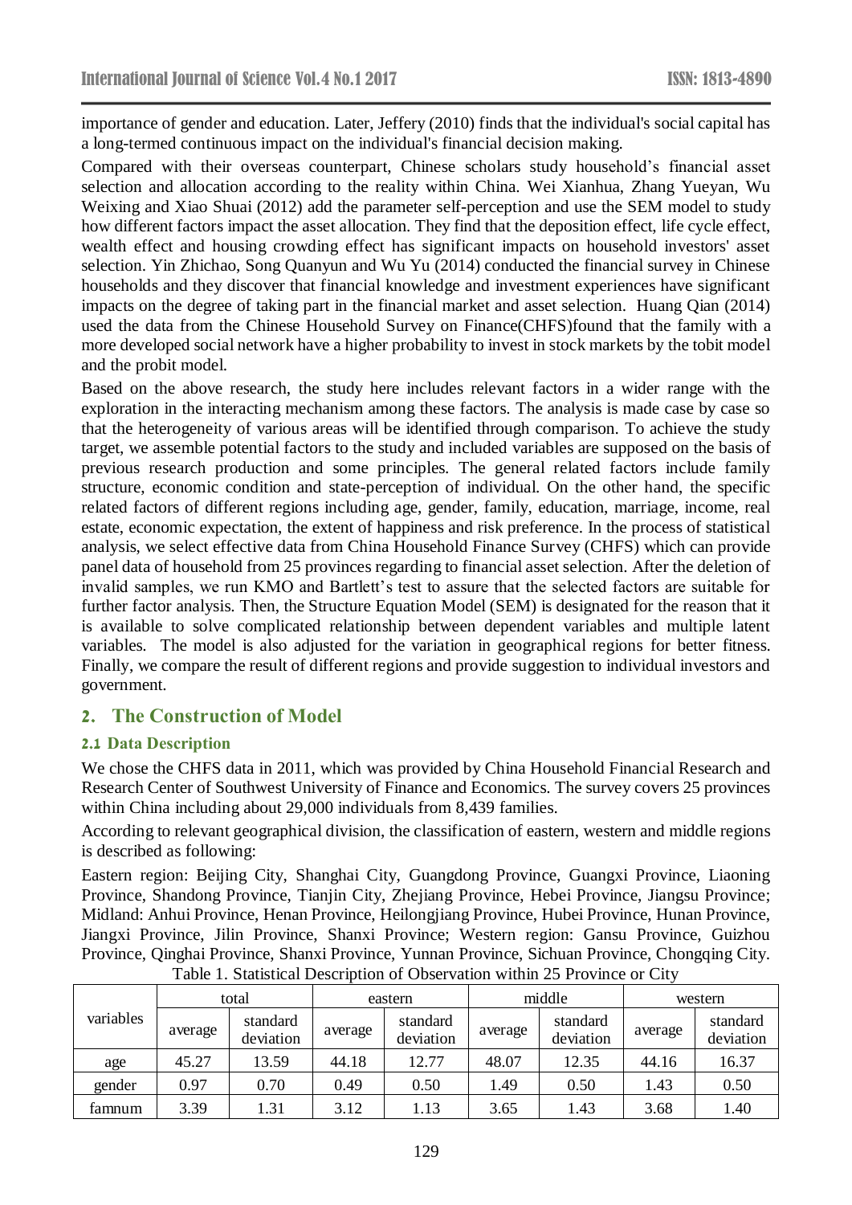importance of gender and education. Later, Jeffery (2010) finds that the individual's social capital has a long-termed continuous impact on the individual's financial decision making.

Compared with their overseas counterpart, Chinese scholars study household's financial asset selection and allocation according to the reality within China. Wei Xianhua, Zhang Yueyan, Wu Weixing and Xiao Shuai (2012) add the parameter self-perception and use the SEM model to study how different factors impact the asset allocation. They find that the deposition effect, life cycle effect, wealth effect and housing crowding effect has significant impacts on household investors' asset selection. Yin Zhichao, Song Quanyun and Wu Yu (2014) conducted the financial survey in Chinese households and they discover that financial knowledge and investment experiences have significant impacts on the degree of taking part in the financial market and asset selection. Huang Qian (2014) used the data from the Chinese Household Survey on Finance(CHFS)found that the family with a more developed social network have a higher probability to invest in stock markets by the tobit model and the probit model.

Based on the above research, the study here includes relevant factors in a wider range with the exploration in the interacting mechanism among these factors. The analysis is made case by case so that the heterogeneity of various areas will be identified through comparison. To achieve the study target, we assemble potential factors to the study and included variables are supposed on the basis of previous research production and some principles. The general related factors include family structure, economic condition and state-perception of individual. On the other hand, the specific related factors of different regions including age, gender, family, education, marriage, income, real estate, economic expectation, the extent of happiness and risk preference. In the process of statistical analysis, we select effective data from China Household Finance Survey (CHFS) which can provide panel data of household from 25 provinces regarding to financial asset selection. After the deletion of invalid samples, we run KMO and Bartlett's test to assure that the selected factors are suitable for further factor analysis. Then, the Structure Equation Model (SEM) is designated for the reason that it is available to solve complicated relationship between dependent variables and multiple latent variables. The model is also adjusted for the variation in geographical regions for better fitness. Finally, we compare the result of different regions and provide suggestion to individual investors and government.

## 2. The Construction of Model

### 2.1 Data Description

We chose the CHFS data in 2011, which was provided by China Household Financial Research and Research Center of Southwest University of Finance and Economics. The survey covers 25 provinces within China including about 29,000 individuals from 8,439 families.

According to relevant geographical division, the classification of eastern, western and middle regions is described as following:

Eastern region: Beijing City, Shanghai City, Guangdong Province, Guangxi Province, Liaoning Province, Shandong Province, Tianjin City, Zhejiang Province, Hebei Province, Jiangsu Province; Midland: Anhui Province, Henan Province, Heilongjiang Province, Hubei Province, Hunan Province, Jiangxi Province, Jilin Province, Shanxi Province; Western region: Gansu Province, Guizhou Province, Qinghai Province, Shanxi Province, Yunnan Province, Sichuan Province, Chongqing City.

Table 1. Statistical Description of Observation within 25 Province or City

| variables | total | | eastern | | middle | | western | |
|---|---|---|---|---|---|---|---|---|
| | average | standard deviation | average | standard deviation | average | standard deviation | average | standard deviation |
| age | 45.27 | 13.59 | 44.18 | 12.77 | 48.07 | 12.35 | 44.16 | 16.37 |
| gender | 0.97 | 0.70 | 0.49 | 0.50 | 1.49 | 0.50 | 1.43 | 0.50 |
| famnum | 3.39 | 1.31 | 3.12 | 1.13 | 3.65 | 1.43 | 3.68 | 1.40 |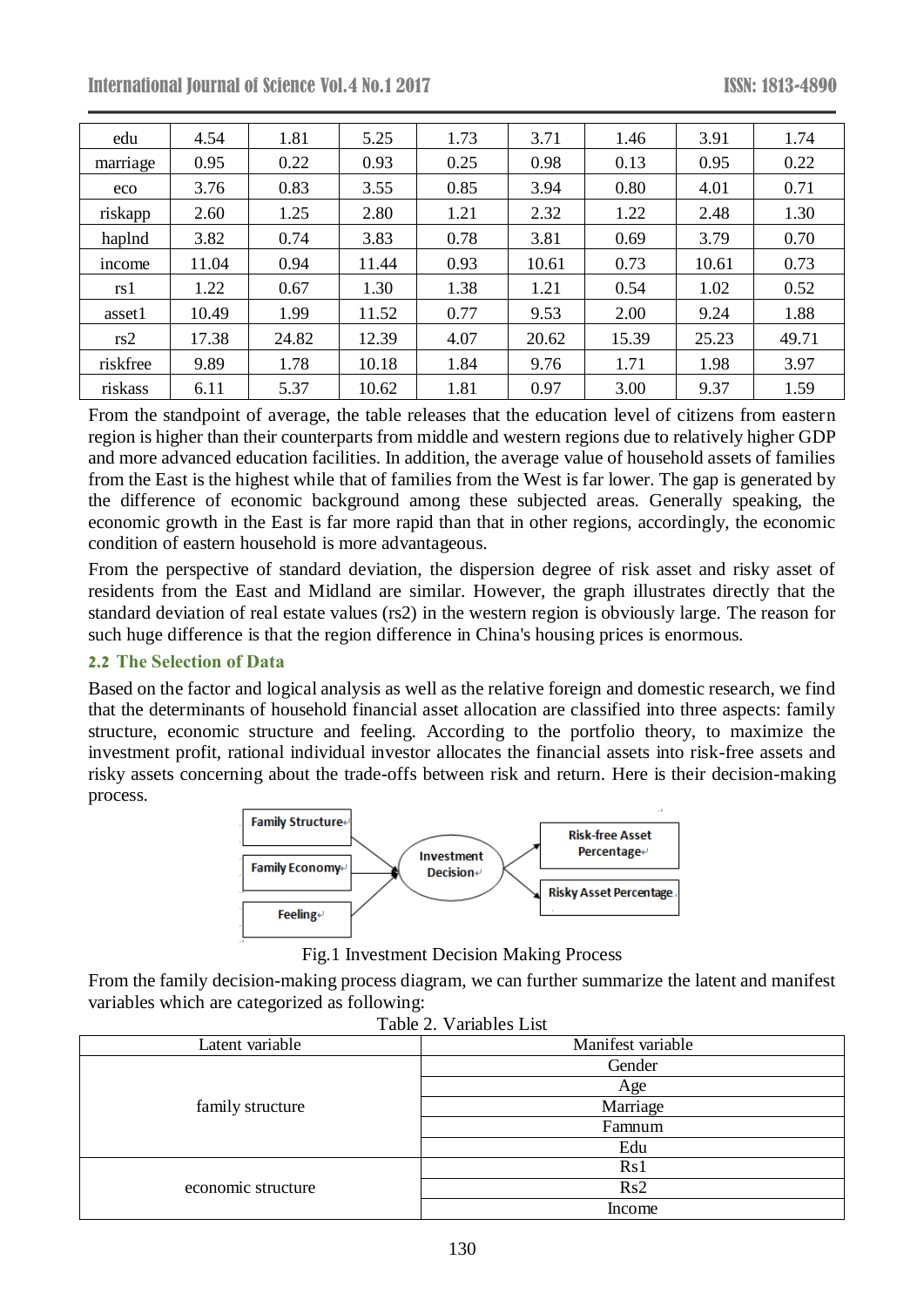| edu | 4.54 | 1.81 | 5.25 | 1.73 | 3.71 | 1.46 | 3.91 | 1.74 |
|---|---|---|---|---|---|---|---|---|
| marriage | 0.95 | 0.22 | 0.93 | 0.25 | 0.98 | 0.13 | 0.95 | 0.22 |
| eco | 3.76 | 0.83 | 3.55 | 0.85 | 3.94 | 0.80 | 4.01 | 0.71 |
| riskapp | 2.60 | 1.25 | 2.80 | 1.21 | 2.32 | 1.22 | 2.48 | 1.30 |
| haplnd | 3.82 | 0.74 | 3.83 | 0.78 | 3.81 | 0.69 | 3.79 | 0.70 |
| income | 11.04 | 0.94 | 11.44 | 0.93 | 10.61 | 0.73 | 10.61 | 0.73 |
| rs1 | 1.22 | 0.67 | 1.30 | 1.38 | 1.21 | 0.54 | 1.02 | 0.52 |
| asset1 | 10.49 | 1.99 | 11.52 | 0.77 | 9.53 | 2.00 | 9.24 | 1.88 |
| rs2 | 17.38 | 24.82 | 12.39 | 4.07 | 20.62 | 15.39 | 25.23 | 49.71 |
| riskfree | 9.89 | 1.78 | 10.18 | 1.84 | 9.76 | 1.71 | 1.98 | 3.97 |
| riskass | 6.11 | 5.37 | 10.62 | 1.81 | 0.97 | 3.00 | 9.37 | 1.59 |

From the standpoint of average, the table releases that the education level of citizens from eastern region is higher than their counterparts from middle and western regions due to relatively higher GDP and more advanced education facilities. In addition, the average value of household assets of families from the East is the highest while that of families from the West is far lower. The gap is generated by the difference of economic background among these subjected areas. Generally speaking, the economic growth in the East is far more rapid than that in other regions, accordingly, the economic condition of eastern household is more advantageous.

From the perspective of standard deviation, the dispersion degree of risk asset and risky asset of residents from the East and Midland are similar. However, the graph illustrates directly that the standard deviation of real estate values (rs2) in the western region is obviously large. The reason for such huge difference is that the region difference in China's housing prices is enormous.

### 2.2 The Selection of Data

Based on the factor and logical analysis as well as the relative foreign and domestic research, we find that the determinants of household financial asset allocation are classified into three aspects: family structure, economic structure and feeling. According to the portfolio theory, to maximize the investment profit, rational individual investor allocates the financial assets into risk-free assets and risky assets concerning about the trade-offs between risk and return. Here is their decision-making process.

Family Structure, Family Economy, Feeling → Investment Decision → Risk-free Asset Percentage, Risky Asset Percentage

Fig.1 Investment Decision Making Process

From the family decision-making process diagram, we can further summarize the latent and manifest variables which are categorized as following:

Table 2. Variables List

| Latent variable | Manifest variable |
|---|---|
| family structure | Gender |
| | Age |
| | Marriage |
| | Famnum |
| | Edu |
| economic structure | Rs1 |
| | Rs2 |
| | Income |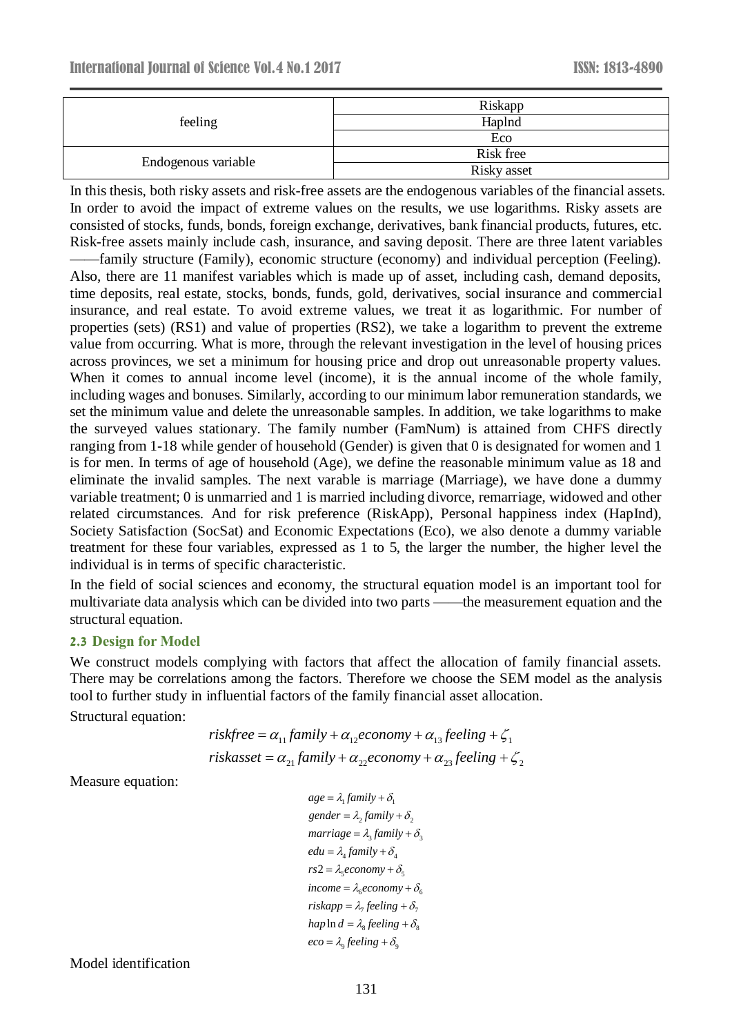| feeling | Riskapp |
| --- | --- |
| | Haplnd |
| | Eco |
| Endogenous variable | Risk free |
| | Risky asset |

In this thesis, both risky assets and risk-free assets are the endogenous variables of the financial assets. In order to avoid the impact of extreme values on the results, we use logarithms. Risky assets are consisted of stocks, funds, bonds, foreign exchange, derivatives, bank financial products, futures, etc. Risk-free assets mainly include cash, insurance, and saving deposit. There are three latent variables ——family structure (Family), economic structure (economy) and individual perception (Feeling). Also, there are 11 manifest variables which is made up of asset, including cash, demand deposits, time deposits, real estate, stocks, bonds, funds, gold, derivatives, social insurance and commercial insurance, and real estate. To avoid extreme values, we treat it as logarithmic. For number of properties (sets) (RS1) and value of properties (RS2), we take a logarithm to prevent the extreme value from occurring. What is more, through the relevant investigation in the level of housing prices across provinces, we set a minimum for housing price and drop out unreasonable property values. When it comes to annual income level (income), it is the annual income of the whole family, including wages and bonuses. Similarly, according to our minimum labor remuneration standards, we set the minimum value and delete the unreasonable samples. In addition, we take logarithms to make the surveyed values stationary. The family number (FamNum) is attained from CHFS directly ranging from 1-18 while gender of household (Gender) is given that 0 is designated for women and 1 is for men. In terms of age of household (Age), we define the reasonable minimum value as 18 and eliminate the invalid samples. The next varable is marriage (Marriage), we have done a dummy variable treatment; 0 is unmarried and 1 is married including divorce, remarriage, widowed and other related circumstances. And for risk preference (RiskApp), Personal happiness index (HapInd), Society Satisfaction (SocSat) and Economic Expectations (Eco), we also denote a dummy variable treatment for these four variables, expressed as 1 to 5, the larger the number, the higher level the individual is in terms of specific characteristic.

In the field of social sciences and economy, the structural equation model is an important tool for multivariate data analysis which can be divided into two parts ——the measurement equation and the structural equation.

### 2.3 Design for Model

We construct models complying with factors that affect the allocation of family financial assets. There may be correlations among the factors. Therefore we choose the SEM model as the analysis tool to further study in influential factors of the family financial asset allocation.

Structural equation:

$$riskfree = \alpha_{11} family + \alpha_{12} economy + \alpha_{13} feeling + \zeta_1$$

$$riskasset = \alpha_{21} family + \alpha_{22} economy + \alpha_{23} feeling + \zeta_2$$

Measure equation:

$$age = \lambda_1 family + \delta_1$$

$$gender = \lambda_2 family + \delta_2$$

$$marriage = \lambda_3 family + \delta_3$$

$$edu = \lambda_4 family + \delta_4$$

$$rs2 = \lambda_5 economy + \delta_5$$

$$income = \lambda_6 economy + \delta_6$$

$$riskapp = \lambda_7 feeling + \delta_7$$

$$hap \ln d = \lambda_8 feeling + \delta_8$$

$$eco = \lambda_9 feeling + \delta_9$$

Model identification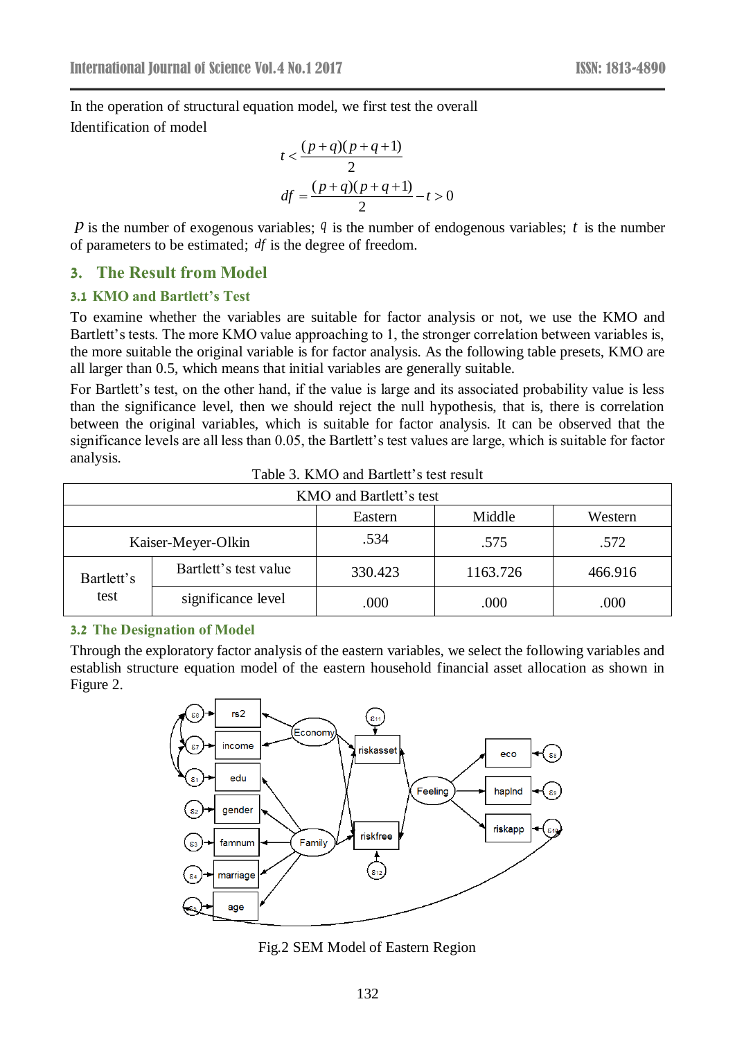In the operation of structural equation model, we first test the overall

Identification of model

$$t < \frac{(p+q)(p+q+1)}{2}$$

$$df = \frac{(p+q)(p+q+1)}{2} - t > 0$$

$p$ is the number of exogenous variables; $q$ is the number of endogenous variables; $t$ is the number of parameters to be estimated; $df$ is the degree of freedom.

## 3. The Result from Model

### 3.1 KMO and Bartlett's Test

To examine whether the variables are suitable for factor analysis or not, we use the KMO and Bartlett's tests. The more KMO value approaching to 1, the stronger correlation between variables is, the more suitable the original variable is for factor analysis. As the following table presets, KMO are all larger than 0.5, which means that initial variables are generally suitable.

For Bartlett's test, on the other hand, if the value is large and its associated probability value is less than the significance level, then we should reject the null hypothesis, that is, there is correlation between the original variables, which is suitable for factor analysis. It can be observed that the significance levels are all less than 0.05, the Bartlett's test values are large, which is suitable for factor analysis.

Table 3. KMO and Bartlett's test result

| KMO and Bartlett's test | | | | |
|---|---|---|---|---|
| | | Eastern | Middle | Western |
| Kaiser-Meyer-Olkin | | .534 | .575 | .572 |
| Bartlett's test | Bartlett's test value | 330.423 | 1163.726 | 466.916 |
| | significance level | .000 | .000 | .000 |

### 3.2 The Designation of Model

Through the exploratory factor analysis of the eastern variables, we select the following variables and establish structure equation model of the eastern household financial asset allocation as shown in Figure 2.

Fig.2 SEM Model of Eastern Region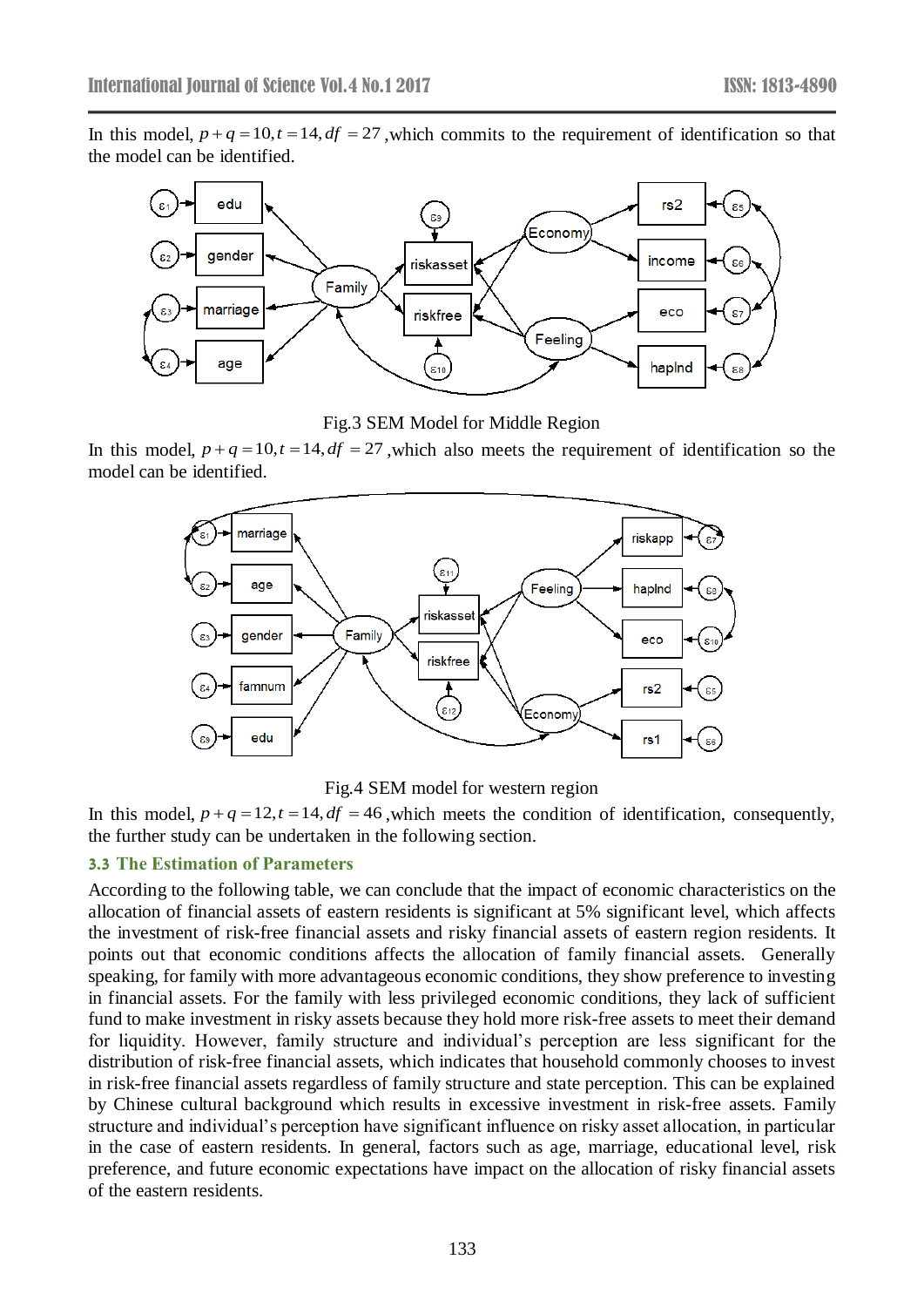In this model, $p+q=10, t=14, df=27$ ,which commits to the requirement of identification so that the model can be identified.

Fig.3 SEM Model for Middle Region

In this model, $p+q=10, t=14, df=27$ ,which also meets the requirement of identification so the model can be identified.

Fig.4 SEM model for western region

In this model, $p+q=12, t=14, df=46$ ,which meets the condition of identification, consequently, the further study can be undertaken in the following section.

### 3.3 The Estimation of Parameters

According to the following table, we can conclude that the impact of economic characteristics on the allocation of financial assets of eastern residents is significant at 5% significant level, which affects the investment of risk-free financial assets and risky financial assets of eastern region residents. It points out that economic conditions affects the allocation of family financial assets. Generally speaking, for family with more advantageous economic conditions, they show preference to investing in financial assets. For the family with less privileged economic conditions, they lack of sufficient fund to make investment in risky assets because they hold more risk-free assets to meet their demand for liquidity. However, family structure and individual's perception are less significant for the distribution of risk-free financial assets, which indicates that household commonly chooses to invest in risk-free financial assets regardless of family structure and state perception. This can be explained by Chinese cultural background which results in excessive investment in risk-free assets. Family structure and individual's perception have significant influence on risky asset allocation, in particular in the case of eastern residents. In general, factors such as age, marriage, educational level, risk preference, and future economic expectations have impact on the allocation of risky financial assets of the eastern residents.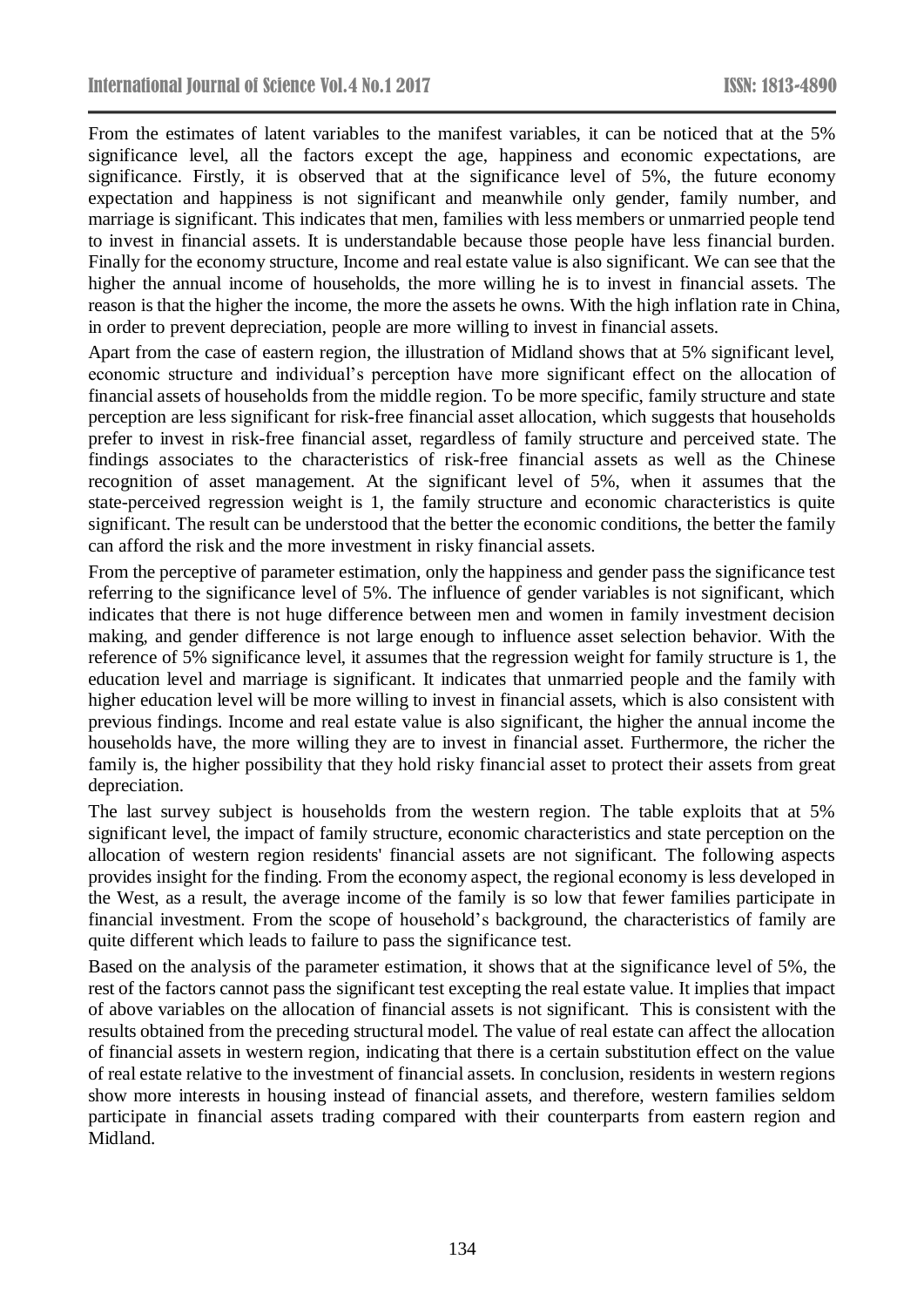From the estimates of latent variables to the manifest variables, it can be noticed that at the 5% significance level, all the factors except the age, happiness and economic expectations, are significance. Firstly, it is observed that at the significance level of 5%, the future economy expectation and happiness is not significant and meanwhile only gender, family number, and marriage is significant. This indicates that men, families with less members or unmarried people tend to invest in financial assets. It is understandable because those people have less financial burden. Finally for the economy structure, Income and real estate value is also significant. We can see that the higher the annual income of households, the more willing he is to invest in financial assets. The reason is that the higher the income, the more the assets he owns. With the high inflation rate in China, in order to prevent depreciation, people are more willing to invest in financial assets.

Apart from the case of eastern region, the illustration of Midland shows that at 5% significant level, economic structure and individual's perception have more significant effect on the allocation of financial assets of households from the middle region. To be more specific, family structure and state perception are less significant for risk-free financial asset allocation, which suggests that households prefer to invest in risk-free financial asset, regardless of family structure and perceived state. The findings associates to the characteristics of risk-free financial assets as well as the Chinese recognition of asset management. At the significant level of 5%, when it assumes that the state-perceived regression weight is 1, the family structure and economic characteristics is quite significant. The result can be understood that the better the economic conditions, the better the family can afford the risk and the more investment in risky financial assets.

From the perceptive of parameter estimation, only the happiness and gender pass the significance test referring to the significance level of 5%. The influence of gender variables is not significant, which indicates that there is not huge difference between men and women in family investment decision making, and gender difference is not large enough to influence asset selection behavior. With the reference of 5% significance level, it assumes that the regression weight for family structure is 1, the education level and marriage is significant. It indicates that unmarried people and the family with higher education level will be more willing to invest in financial assets, which is also consistent with previous findings. Income and real estate value is also significant, the higher the annual income the households have, the more willing they are to invest in financial asset. Furthermore, the richer the family is, the higher possibility that they hold risky financial asset to protect their assets from great depreciation.

The last survey subject is households from the western region. The table exploits that at 5% significant level, the impact of family structure, economic characteristics and state perception on the allocation of western region residents' financial assets are not significant. The following aspects provides insight for the finding. From the economy aspect, the regional economy is less developed in the West, as a result, the average income of the family is so low that fewer families participate in financial investment. From the scope of household's background, the characteristics of family are quite different which leads to failure to pass the significance test.

Based on the analysis of the parameter estimation, it shows that at the significance level of 5%, the rest of the factors cannot pass the significant test excepting the real estate value. It implies that impact of above variables on the allocation of financial assets is not significant. This is consistent with the results obtained from the preceding structural model. The value of real estate can affect the allocation of financial assets in western region, indicating that there is a certain substitution effect on the value of real estate relative to the investment of financial assets. In conclusion, residents in western regions show more interests in housing instead of financial assets, and therefore, western families seldom participate in financial assets trading compared with their counterparts from eastern region and Midland.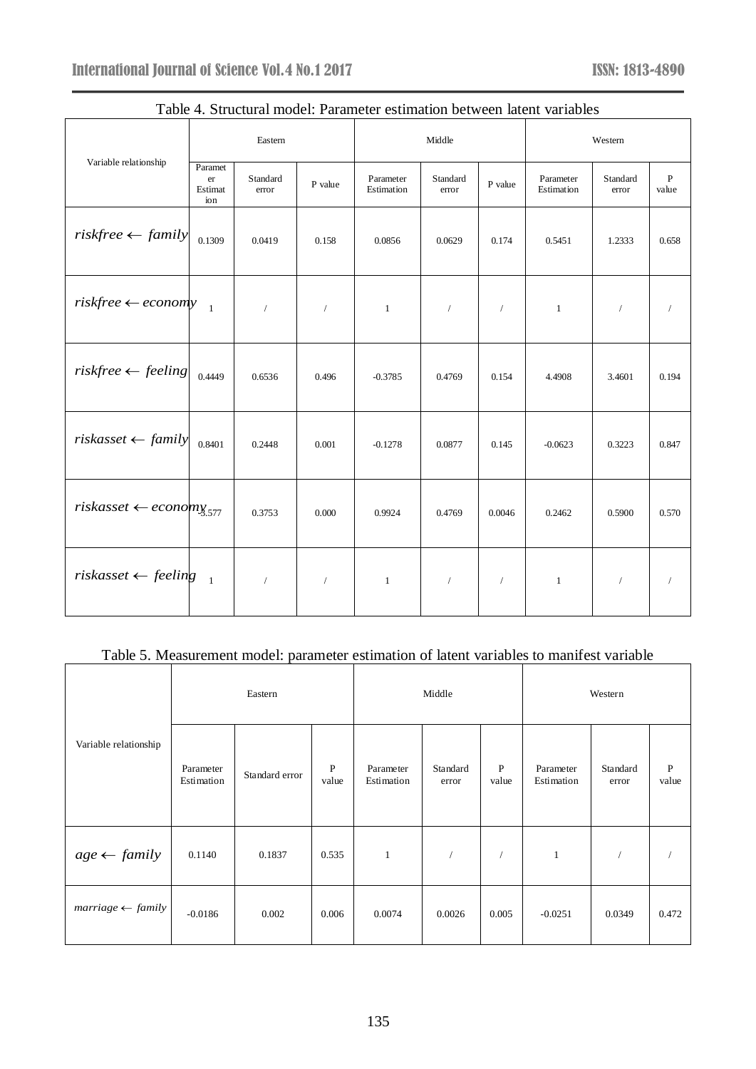Table 4. Structural model: Parameter estimation between latent variables

| Variable relationship | Eastern | | | Middle | | | Western | | |
|---|---|---|---|---|---|---|---|---|---|
| | Parameter Estimation | Standard error | P value | Parameter Estimation | Standard error | P value | Parameter Estimation | Standard error | P value |
| $riskfree \leftarrow family$ | 0.1309 | 0.0419 | 0.158 | 0.0856 | 0.0629 | 0.174 | 0.5451 | 1.2333 | 0.658 |
| $riskfree \leftarrow economy$ | 1 | / | / | 1 | / | / | 1 | / | / |
| $riskfree \leftarrow feeling$ | 0.4449 | 0.6536 | 0.496 | -0.3785 | 0.4769 | 0.154 | 4.4908 | 3.4601 | 0.194 |
| $riskasset \leftarrow family$ | 0.8401 | 0.2448 | 0.001 | -0.1278 | 0.0877 | 0.145 | -0.0623 | 0.3223 | 0.847 |
| $riskasset \leftarrow economy$ | 3.577 | 0.3753 | 0.000 | 0.9924 | 0.4769 | 0.0046 | 0.2462 | 0.5900 | 0.570 |
| $riskasset \leftarrow feeling$ | 1 | / | / | 1 | / | / | 1 | / | / |

Table 5. Measurement model: parameter estimation of latent variables to manifest variable

| Variable relationship | Eastern | | | Middle | | | Western | | |
|---|---|---|---|---|---|---|---|---|---|
| | Parameter Estimation | Standard error | P value | Parameter Estimation | Standard error | P value | Parameter Estimation | Standard error | P value |
| $age \leftarrow family$ | 0.1140 | 0.1837 | 0.535 | 1 | / | / | 1 | / | / |
| $marriage \leftarrow family$ | -0.0186 | 0.002 | 0.006 | 0.0074 | 0.0026 | 0.005 | -0.0251 | 0.0349 | 0.472 |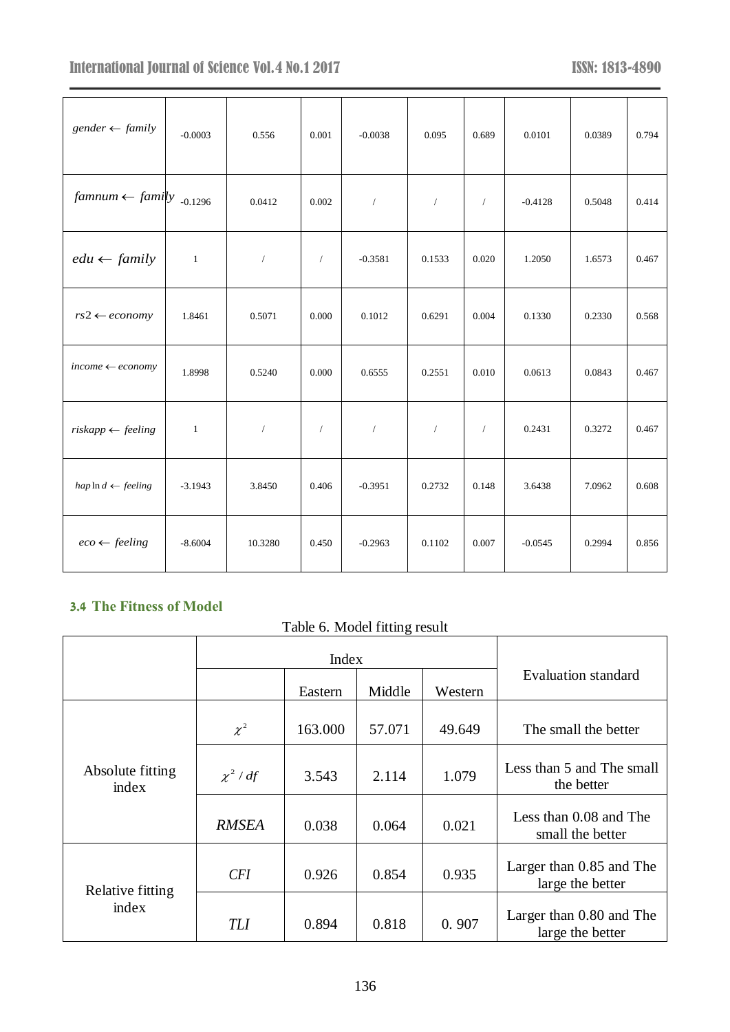| | | | | | | | | | |
|---|---|---|---|---|---|---|---|---|---|
| $gender \leftarrow family$ | -0.0003 | 0.556 | 0.001 | -0.0038 | 0.095 | 0.689 | 0.0101 | 0.0389 | 0.794 |
| $famnum \leftarrow family$ | -0.1296 | 0.0412 | 0.002 | / | / | / | -0.4128 | 0.5048 | 0.414 |
| $edu \leftarrow family$ | 1 | / | / | -0.3581 | 0.1533 | 0.020 | 1.2050 | 1.6573 | 0.467 |
| $rs2 \leftarrow economy$ | 1.8461 | 0.5071 | 0.000 | 0.1012 | 0.6291 | 0.004 | 0.1330 | 0.2330 | 0.568 |
| $income \leftarrow economy$ | 1.8998 | 0.5240 | 0.000 | 0.6555 | 0.2551 | 0.010 | 0.0613 | 0.0843 | 0.467 |
| $riskapp \leftarrow feeling$ | 1 | / | / | / | / | / | 0.2431 | 0.3272 | 0.467 |
| $hap\ln d \leftarrow feeling$ | -3.1943 | 3.8450 | 0.406 | -0.3951 | 0.2732 | 0.148 | 3.6438 | 7.0962 | 0.608 |
| $eco \leftarrow feeling$ | -8.6004 | 10.3280 | 0.450 | -0.2963 | 0.1102 | 0.007 | -0.0545 | 0.2994 | 0.856 |

### 3.4 The Fitness of Model

Table 6. Model fitting result

| | Index | | | | Evaluation standard |
|---|---|---|---|---|---|
| | | Eastern | Middle | Western | |
| Absolute fitting index | $\chi^2$ | 163.000 | 57.071 | 49.649 | The small the better |
| | $\chi^2 / df$ | 3.543 | 2.114 | 1.079 | Less than 5 and The small the better |
| | *RMSEA* | 0.038 | 0.064 | 0.021 | Less than 0.08 and The small the better |
| Relative fitting index | *CFI* | 0.926 | 0.854 | 0.935 | Larger than 0.85 and The large the better |
| | *TLI* | 0.894 | 0.818 | 0. 907 | Larger than 0.80 and The large the better |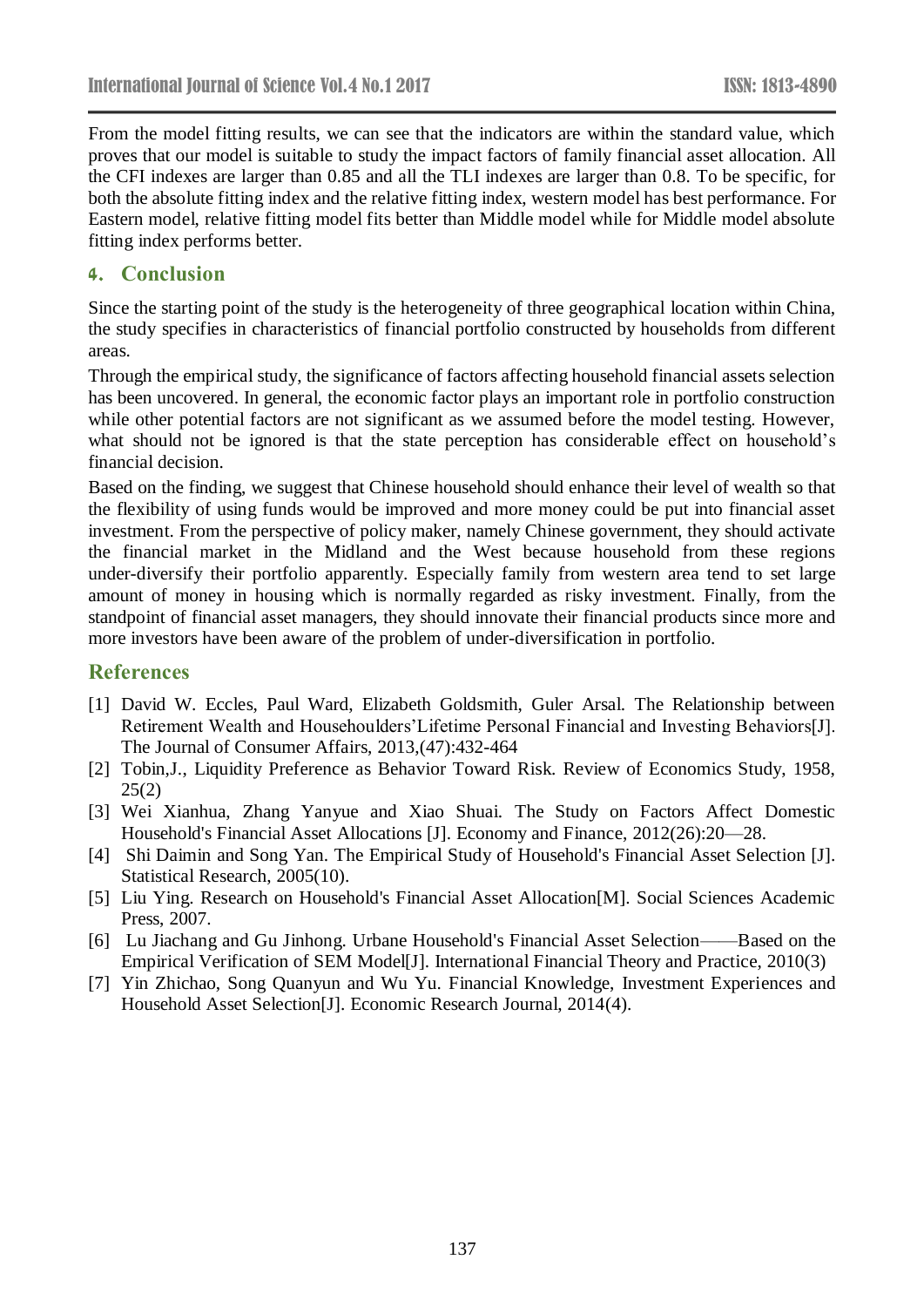From the model fitting results, we can see that the indicators are within the standard value, which proves that our model is suitable to study the impact factors of family financial asset allocation. All the CFI indexes are larger than 0.85 and all the TLI indexes are larger than 0.8. To be specific, for both the absolute fitting index and the relative fitting index, western model has best performance. For Eastern model, relative fitting model fits better than Middle model while for Middle model absolute fitting index performs better.

## 4. Conclusion

Since the starting point of the study is the heterogeneity of three geographical location within China, the study specifies in characteristics of financial portfolio constructed by households from different areas.

Through the empirical study, the significance of factors affecting household financial assets selection has been uncovered. In general, the economic factor plays an important role in portfolio construction while other potential factors are not significant as we assumed before the model testing. However, what should not be ignored is that the state perception has considerable effect on household's financial decision.

Based on the finding, we suggest that Chinese household should enhance their level of wealth so that the flexibility of using funds would be improved and more money could be put into financial asset investment. From the perspective of policy maker, namely Chinese government, they should activate the financial market in the Midland and the West because household from these regions under-diversify their portfolio apparently. Especially family from western area tend to set large amount of money in housing which is normally regarded as risky investment. Finally, from the standpoint of financial asset managers, they should innovate their financial products since more and more investors have been aware of the problem of under-diversification in portfolio.

## References

[1] David W. Eccles, Paul Ward, Elizabeth Goldsmith, Guler Arsal. The Relationship between Retirement Wealth and Househoulders'Lifetime Personal Financial and Investing Behaviors[J]. The Journal of Consumer Affairs, 2013,(47):432-464

[2] Tobin,J., Liquidity Preference as Behavior Toward Risk. Review of Economics Study, 1958, 25(2)

[3] Wei Xianhua, Zhang Yanyue and Xiao Shuai. The Study on Factors Affect Domestic Household's Financial Asset Allocations [J]. Economy and Finance, 2012(26):20—28.

[4] Shi Daimin and Song Yan. The Empirical Study of Household's Financial Asset Selection [J]. Statistical Research, 2005(10).

[5] Liu Ying. Research on Household's Financial Asset Allocation[M]. Social Sciences Academic Press, 2007.

[6] Lu Jiachang and Gu Jinhong. Urbane Household's Financial Asset Selection——Based on the Empirical Verification of SEM Model[J]. International Financial Theory and Practice, 2010(3)

[7] Yin Zhichao, Song Quanyun and Wu Yu. Financial Knowledge, Investment Experiences and Household Asset Selection[J]. Economic Research Journal, 2014(4).